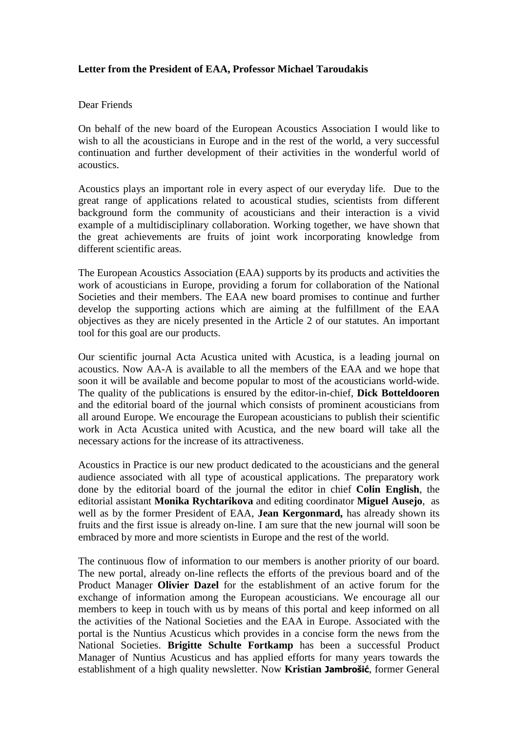**Letter from the President of EAA, Professor Michael Taroudakis**

Dear Friends

On behalf of the new board of the European Acoustics Association I would like to wish to all the acousticians in Europe and in the rest of the world, a very successful continuation and further development of their activities in the wonderful world of acoustics.

Acoustics plays an important role in every aspect of our everyday life. Due to the great range of applications related to acoustical studies, scientists from different background form the community of acousticians and their interaction is a vivid example of a multidisciplinary collaboration. Working together, we have shown that the great achievements are fruits of joint work incorporating knowledge from different scientific areas.

The European Acoustics Association (EAA) supports by its products and activities the work of acousticians in Europe, providing a forum for collaboration of the National Societies and their members. The EAA new board promises to continue and further develop the supporting actions which are aiming at the fulfillment of the EAA objectives as they are nicely presented in the Article 2 of our statutes. An important tool for this goal are our products.

Our scientific journal Acta Acustica united with Acustica, is a leading journal on acoustics. Now AA-A is available to all the members of the EAA and we hope that soon it will be available and become popular to most of the acousticians world-wide. The quality of the publications is ensured by the editor-in-chief, **Dick Botteldooren** and the editorial board of the journal which consists of prominent acousticians from all around Europe. We encourage the European acousticians to publish their scientific work in Acta Acustica united with Acustica, and the new board will take all the necessary actions for the increase of its attractiveness.

Acoustics in Practice is our new product dedicated to the acousticians and the general audience associated with all type of acoustical applications. The preparatory work done by the editorial board of the journal the editor in chief **Colin English**, the editorial assistant **Monika Rychtarikova** and editing coordinator **Miguel Ausejo**, as well as by the former President of EAA, **Jean Kergonmard,** has already shown its fruits and the first issue is already on-line. I am sure that the new journal will soon be embraced by more and more scientists in Europe and the rest of the world.

The continuous flow of information to our members is another priority of our board. The new portal, already on-line reflects the efforts of the previous board and of the Product Manager **Olivier Dazel** for the establishment of an active forum for the exchange of information among the European acousticians. We encourage all our members to keep in touch with us by means of this portal and keep informed on all the activities of the National Societies and the EAA in Europe. Associated with the portal is the Nuntius Acusticus which provides in a concise form the news from the National Societies. **Brigitte Schulte Fortkamp** has been a successful Product Manager of Nuntius Acusticus and has applied efforts for many years towards the establishment of a high quality newsletter. Now **Kristian Jambrošić**, former General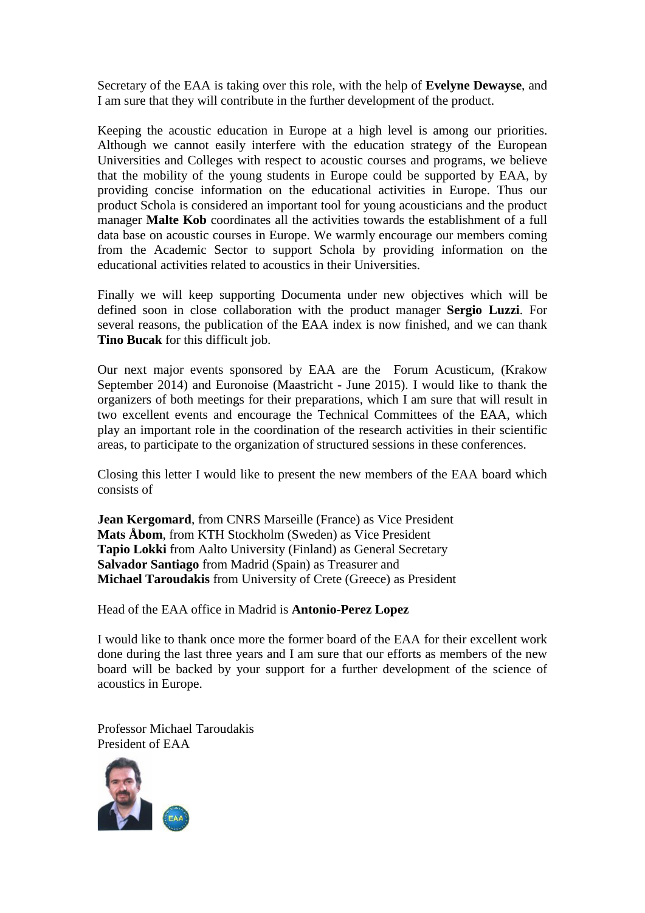Secretary of the EAA is taking over this role, with the help of **Evelyne Dewayse**, and I am sure that they will contribute in the further development of the product.

Keeping the acoustic education in Europe at a high level is among our priorities. Although we cannot easily interfere with the education strategy of the European Universities and Colleges with respect to acoustic courses and programs, we believe that the mobility of the young students in Europe could be supported by EAA, by providing concise information on the educational activities in Europe. Thus our product Schola is considered an important tool for young acousticians and the product manager **Malte Kob** coordinates all the activities towards the establishment of a full data base on acoustic courses in Europe. We warmly encourage our members coming from the Academic Sector to support Schola by providing information on the educational activities related to acoustics in their Universities.

Finally we will keep supporting Documenta under new objectives which will be defined soon in close collaboration with the product manager **Sergio Luzzi**. For several reasons, the publication of the EAA index is now finished, and we can thank **Tino Bucak** for this difficult job.

Our next major events sponsored by EAA are the Forum Acusticum, (Krakow September 2014) and Euronoise (Maastricht - June 2015). I would like to thank the organizers of both meetings for their preparations, which I am sure that will result in two excellent events and encourage the Technical Committees of the EAA, which play an important role in the coordination of the research activities in their scientific areas, to participate to the organization of structured sessions in these conferences.

Closing this letter I would like to present the new members of the EAA board which consists of

**Jean Kergomard**, from CNRS Marseille (France) as Vice President
**Mats Åbom**, from KTH Stockholm (Sweden) as Vice President
**Tapio Lokki** from Aalto University (Finland) as General Secretary
**Salvador Santiago** from Madrid (Spain) as Treasurer and
**Michael Taroudakis** from University of Crete (Greece) as President

Head of the EAA office in Madrid is **Antonio-Perez Lopez**

I would like to thank once more the former board of the EAA for their excellent work done during the last three years and I am sure that our efforts as members of the new board will be backed by your support for a further development of the science of acoustics in Europe.

Professor Michael Taroudakis
President of EAA